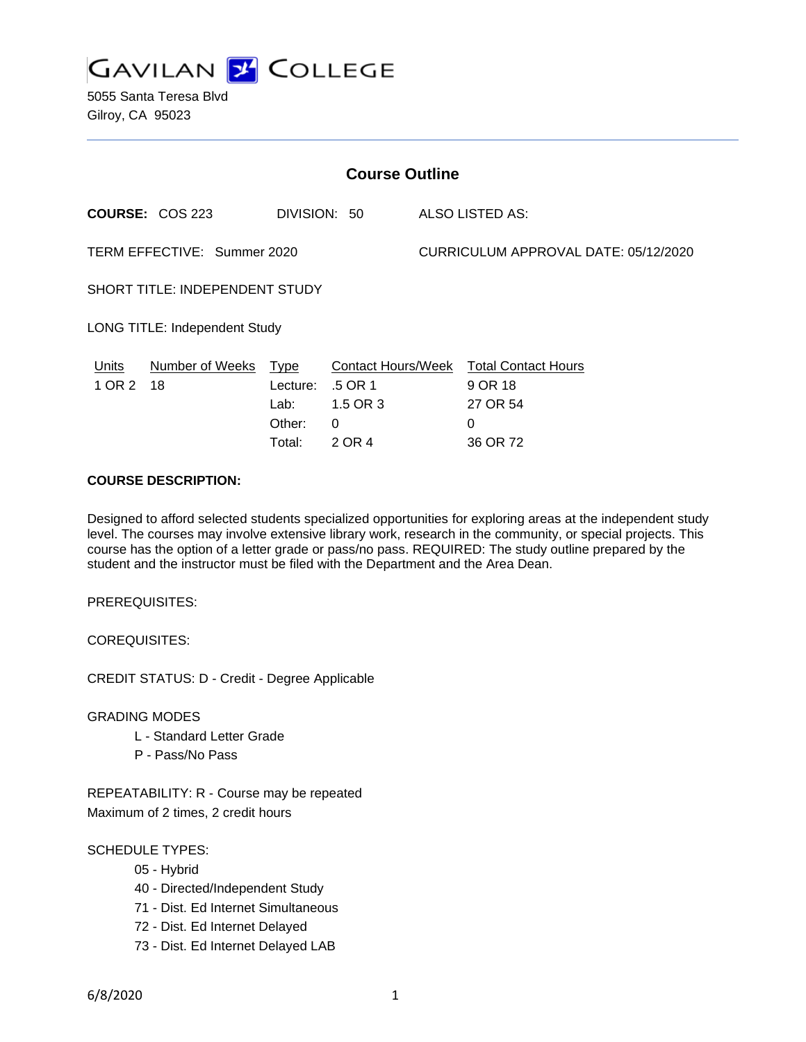# GAVILAN COLLEGE

5055 Santa Teresa Blvd
Gilroy, CA 95023

## Course Outline

**COURSE:** COS 223 DIVISION: 50 ALSO LISTED AS:

TERM EFFECTIVE: Summer 2020 CURRICULUM APPROVAL DATE: 05/12/2020

SHORT TITLE: INDEPENDENT STUDY

LONG TITLE: Independent Study

| Units | Number of Weeks | Type | Contact Hours/Week | Total Contact Hours |
|---|---|---|---|---|
| 1 OR 2 | 18 | Lecture: | .5 OR 1 | 9 OR 18 |
| | | Lab: | 1.5 OR 3 | 27 OR 54 |
| | | Other: | 0 | 0 |
| | | Total: | 2 OR 4 | 36 OR 72 |

**COURSE DESCRIPTION:**

Designed to afford selected students specialized opportunities for exploring areas at the independent study level. The courses may involve extensive library work, research in the community, or special projects. This course has the option of a letter grade or pass/no pass. REQUIRED: The study outline prepared by the student and the instructor must be filed with the Department and the Area Dean.

PREREQUISITES:

COREQUISITES:

CREDIT STATUS: D - Credit - Degree Applicable

GRADING MODES

- L - Standard Letter Grade
- P - Pass/No Pass

REPEATABILITY: R - Course may be repeated
Maximum of 2 times, 2 credit hours

SCHEDULE TYPES:

- 05 - Hybrid
- 40 - Directed/Independent Study
- 71 - Dist. Ed Internet Simultaneous
- 72 - Dist. Ed Internet Delayed
- 73 - Dist. Ed Internet Delayed LAB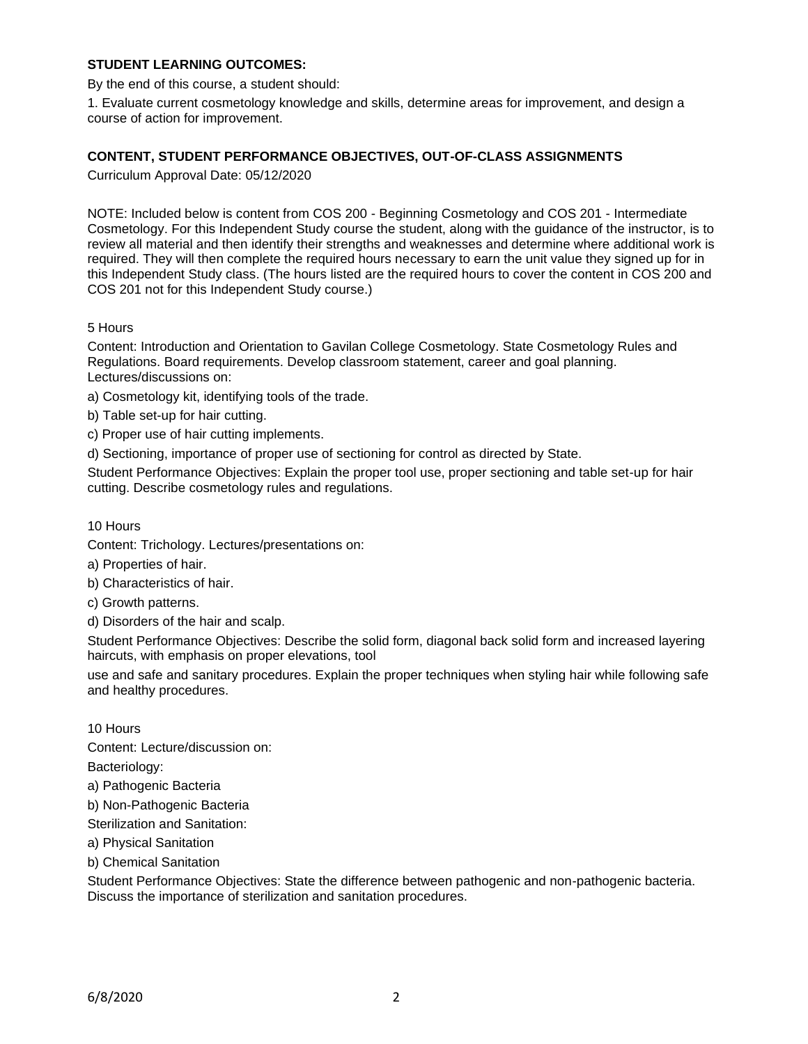**STUDENT LEARNING OUTCOMES:**

By the end of this course, a student should:

1. Evaluate current cosmetology knowledge and skills, determine areas for improvement, and design a course of action for improvement.

**CONTENT, STUDENT PERFORMANCE OBJECTIVES, OUT-OF-CLASS ASSIGNMENTS**

Curriculum Approval Date: 05/12/2020

NOTE: Included below is content from COS 200 - Beginning Cosmetology and COS 201 - Intermediate Cosmetology. For this Independent Study course the student, along with the guidance of the instructor, is to review all material and then identify their strengths and weaknesses and determine where additional work is required. They will then complete the required hours necessary to earn the unit value they signed up for in this Independent Study class. (The hours listed are the required hours to cover the content in COS 200 and COS 201 not for this Independent Study course.)

5 Hours

Content: Introduction and Orientation to Gavilan College Cosmetology. State Cosmetology Rules and Regulations. Board requirements. Develop classroom statement, career and goal planning. Lectures/discussions on:

a) Cosmetology kit, identifying tools of the trade.

b) Table set-up for hair cutting.

c) Proper use of hair cutting implements.

d) Sectioning, importance of proper use of sectioning for control as directed by State.

Student Performance Objectives: Explain the proper tool use, proper sectioning and table set-up for hair cutting. Describe cosmetology rules and regulations.

10 Hours

Content: Trichology. Lectures/presentations on:

a) Properties of hair.

b) Characteristics of hair.

c) Growth patterns.

d) Disorders of the hair and scalp.

Student Performance Objectives: Describe the solid form, diagonal back solid form and increased layering haircuts, with emphasis on proper elevations, tool use and safe and sanitary procedures. Explain the proper techniques when styling hair while following safe and healthy procedures.

10 Hours

Content: Lecture/discussion on:

Bacteriology:

a) Pathogenic Bacteria

b) Non-Pathogenic Bacteria

Sterilization and Sanitation:

a) Physical Sanitation

b) Chemical Sanitation

Student Performance Objectives: State the difference between pathogenic and non-pathogenic bacteria. Discuss the importance of sterilization and sanitation procedures.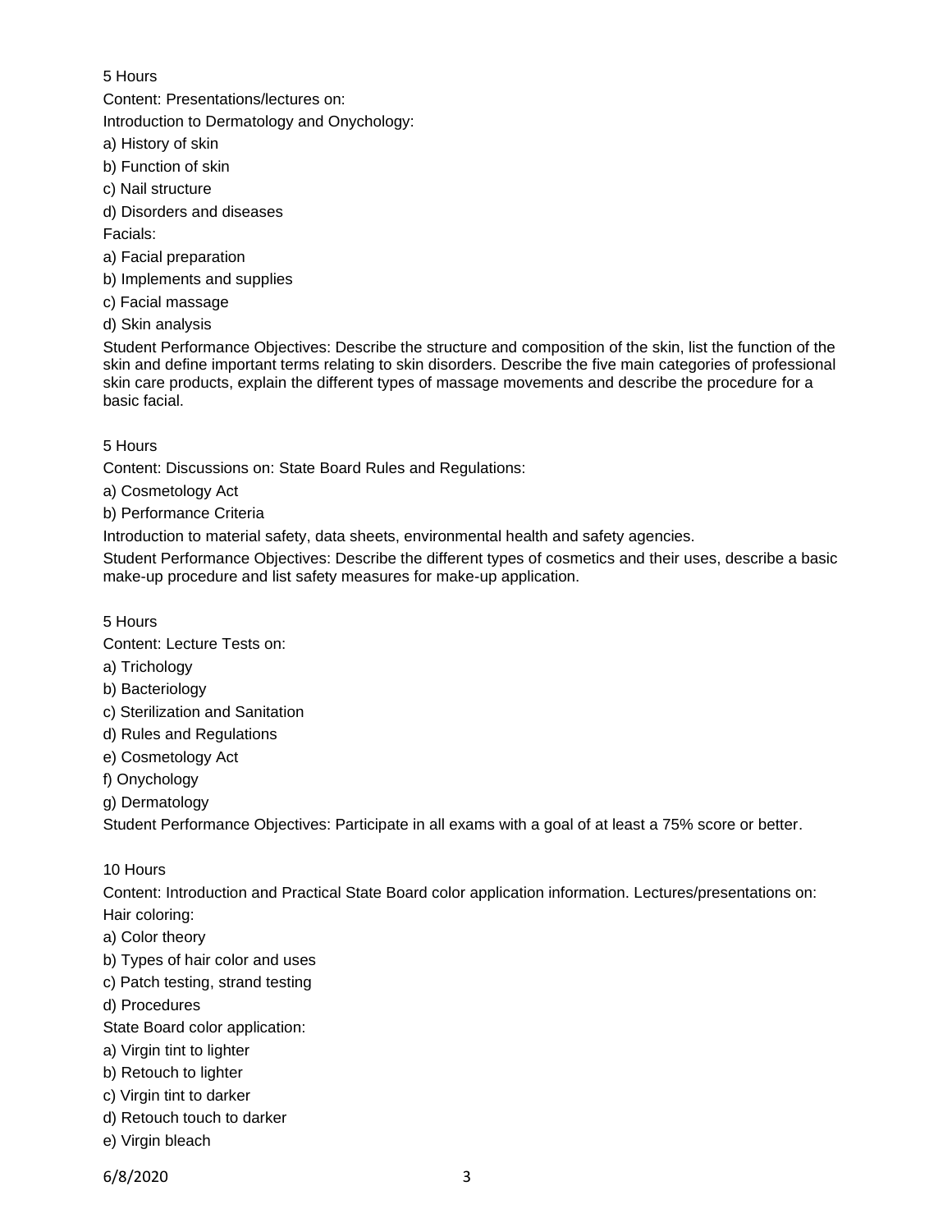5 Hours

Content: Presentations/lectures on:

Introduction to Dermatology and Onychology:

a) History of skin

b) Function of skin

c) Nail structure

d) Disorders and diseases

Facials:

a) Facial preparation

b) Implements and supplies

c) Facial massage

d) Skin analysis

Student Performance Objectives: Describe the structure and composition of the skin, list the function of the skin and define important terms relating to skin disorders. Describe the five main categories of professional skin care products, explain the different types of massage movements and describe the procedure for a basic facial.

5 Hours

Content: Discussions on: State Board Rules and Regulations:

a) Cosmetology Act

b) Performance Criteria

Introduction to material safety, data sheets, environmental health and safety agencies.

Student Performance Objectives: Describe the different types of cosmetics and their uses, describe a basic make-up procedure and list safety measures for make-up application.

5 Hours

Content: Lecture Tests on:

a) Trichology

b) Bacteriology

c) Sterilization and Sanitation

d) Rules and Regulations

e) Cosmetology Act

f) Onychology

g) Dermatology

Student Performance Objectives: Participate in all exams with a goal of at least a 75% score or better.

10 Hours

Content: Introduction and Practical State Board color application information. Lectures/presentations on:

Hair coloring:

a) Color theory

b) Types of hair color and uses

c) Patch testing, strand testing

d) Procedures

State Board color application:

a) Virgin tint to lighter

b) Retouch to lighter

c) Virgin tint to darker

d) Retouch touch to darker

e) Virgin bleach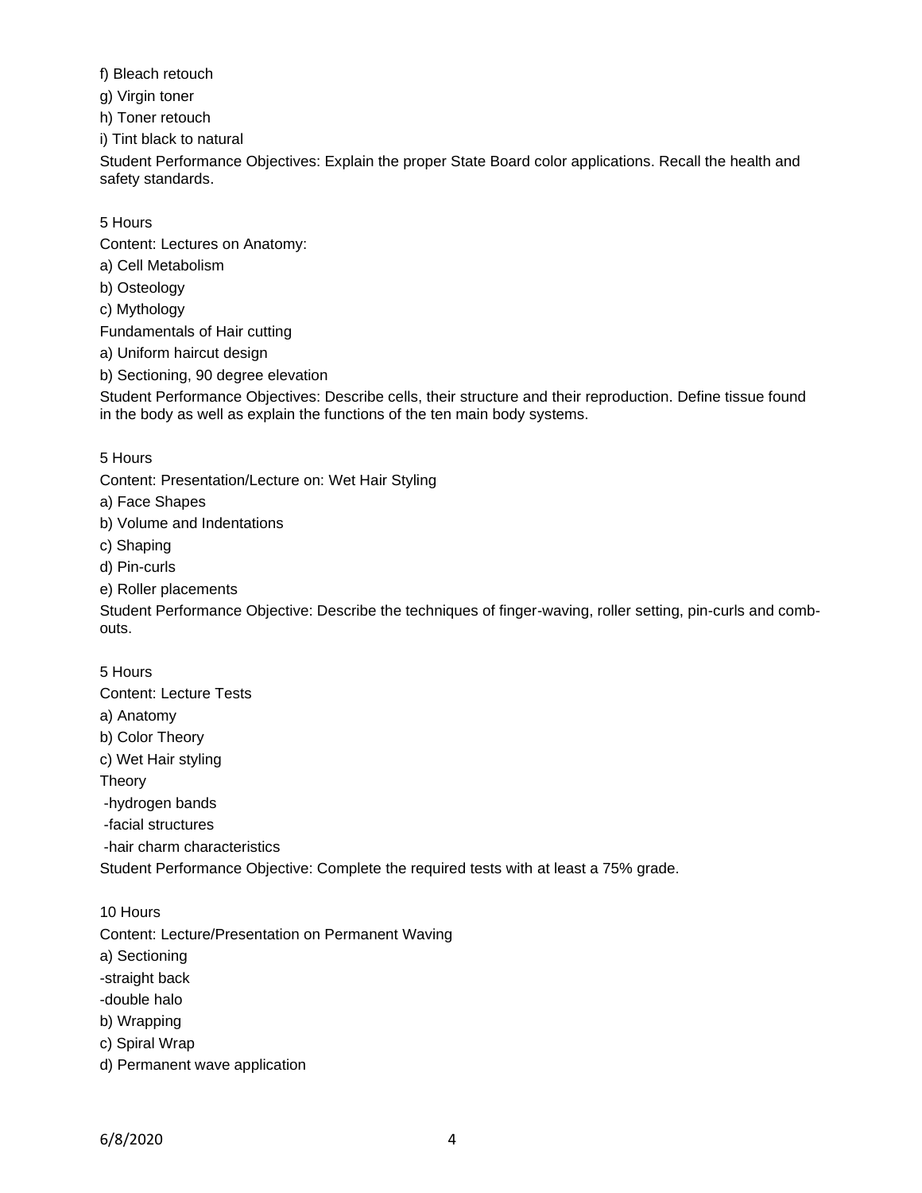f) Bleach retouch

g) Virgin toner

h) Toner retouch

i) Tint black to natural

Student Performance Objectives: Explain the proper State Board color applications. Recall the health and safety standards.

5 Hours

Content: Lectures on Anatomy:

a) Cell Metabolism

b) Osteology

c) Mythology

Fundamentals of Hair cutting

a) Uniform haircut design

b) Sectioning, 90 degree elevation

Student Performance Objectives: Describe cells, their structure and their reproduction. Define tissue found in the body as well as explain the functions of the ten main body systems.

5 Hours

Content: Presentation/Lecture on: Wet Hair Styling

a) Face Shapes

b) Volume and Indentations

c) Shaping

d) Pin-curls

e) Roller placements

Student Performance Objective: Describe the techniques of finger-waving, roller setting, pin-curls and comb-outs.

5 Hours

Content: Lecture Tests

a) Anatomy

b) Color Theory

c) Wet Hair styling

Theory

-hydrogen bands

-facial structures

-hair charm characteristics

Student Performance Objective: Complete the required tests with at least a 75% grade.

10 Hours

Content: Lecture/Presentation on Permanent Waving

a) Sectioning

-straight back

-double halo

b) Wrapping

c) Spiral Wrap

d) Permanent wave application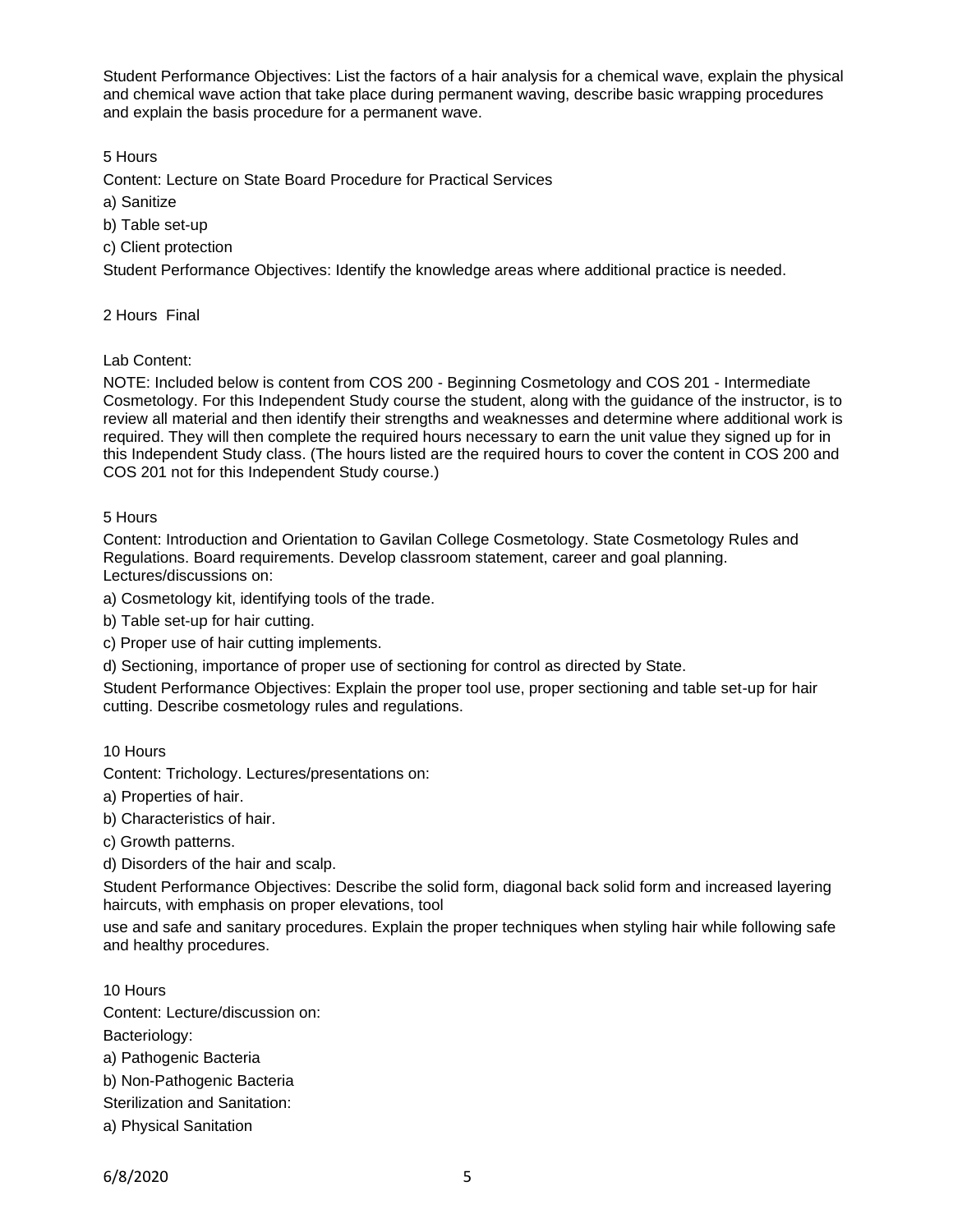Student Performance Objectives: List the factors of a hair analysis for a chemical wave, explain the physical and chemical wave action that take place during permanent waving, describe basic wrapping procedures and explain the basis procedure for a permanent wave.

5 Hours

Content: Lecture on State Board Procedure for Practical Services

a) Sanitize

b) Table set-up

c) Client protection

Student Performance Objectives: Identify the knowledge areas where additional practice is needed.

2 Hours Final

Lab Content:

NOTE: Included below is content from COS 200 - Beginning Cosmetology and COS 201 - Intermediate Cosmetology. For this Independent Study course the student, along with the guidance of the instructor, is to review all material and then identify their strengths and weaknesses and determine where additional work is required. They will then complete the required hours necessary to earn the unit value they signed up for in this Independent Study class. (The hours listed are the required hours to cover the content in COS 200 and COS 201 not for this Independent Study course.)

5 Hours

Content: Introduction and Orientation to Gavilan College Cosmetology. State Cosmetology Rules and Regulations. Board requirements. Develop classroom statement, career and goal planning. Lectures/discussions on:

a) Cosmetology kit, identifying tools of the trade.

b) Table set-up for hair cutting.

c) Proper use of hair cutting implements.

d) Sectioning, importance of proper use of sectioning for control as directed by State.

Student Performance Objectives: Explain the proper tool use, proper sectioning and table set-up for hair cutting. Describe cosmetology rules and regulations.

10 Hours

Content: Trichology. Lectures/presentations on:

a) Properties of hair.

b) Characteristics of hair.

c) Growth patterns.

d) Disorders of the hair and scalp.

Student Performance Objectives: Describe the solid form, diagonal back solid form and increased layering haircuts, with emphasis on proper elevations, tool use and safe and sanitary procedures. Explain the proper techniques when styling hair while following safe and healthy procedures.

10 Hours

Content: Lecture/discussion on:

Bacteriology:

a) Pathogenic Bacteria

b) Non-Pathogenic Bacteria

Sterilization and Sanitation:

a) Physical Sanitation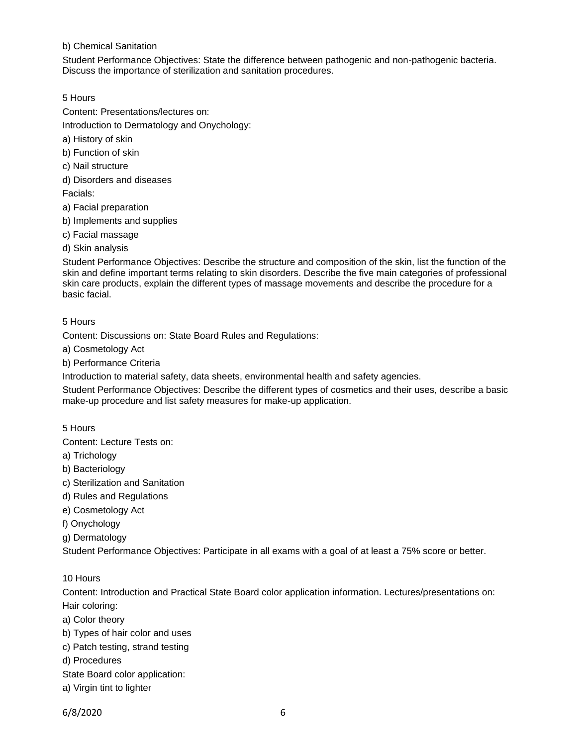b) Chemical Sanitation

Student Performance Objectives: State the difference between pathogenic and non-pathogenic bacteria. Discuss the importance of sterilization and sanitation procedures.

5 Hours

Content: Presentations/lectures on:

Introduction to Dermatology and Onychology:

a) History of skin

b) Function of skin

c) Nail structure

d) Disorders and diseases

Facials:

a) Facial preparation

b) Implements and supplies

c) Facial massage

d) Skin analysis

Student Performance Objectives: Describe the structure and composition of the skin, list the function of the skin and define important terms relating to skin disorders. Describe the five main categories of professional skin care products, explain the different types of massage movements and describe the procedure for a basic facial.

5 Hours

Content: Discussions on: State Board Rules and Regulations:

a) Cosmetology Act

b) Performance Criteria

Introduction to material safety, data sheets, environmental health and safety agencies.

Student Performance Objectives: Describe the different types of cosmetics and their uses, describe a basic make-up procedure and list safety measures for make-up application.

5 Hours

Content: Lecture Tests on:

a) Trichology

b) Bacteriology

c) Sterilization and Sanitation

d) Rules and Regulations

e) Cosmetology Act

f) Onychology

g) Dermatology

Student Performance Objectives: Participate in all exams with a goal of at least a 75% score or better.

10 Hours

Content: Introduction and Practical State Board color application information. Lectures/presentations on:

Hair coloring:

a) Color theory

b) Types of hair color and uses

c) Patch testing, strand testing

d) Procedures

State Board color application:

a) Virgin tint to lighter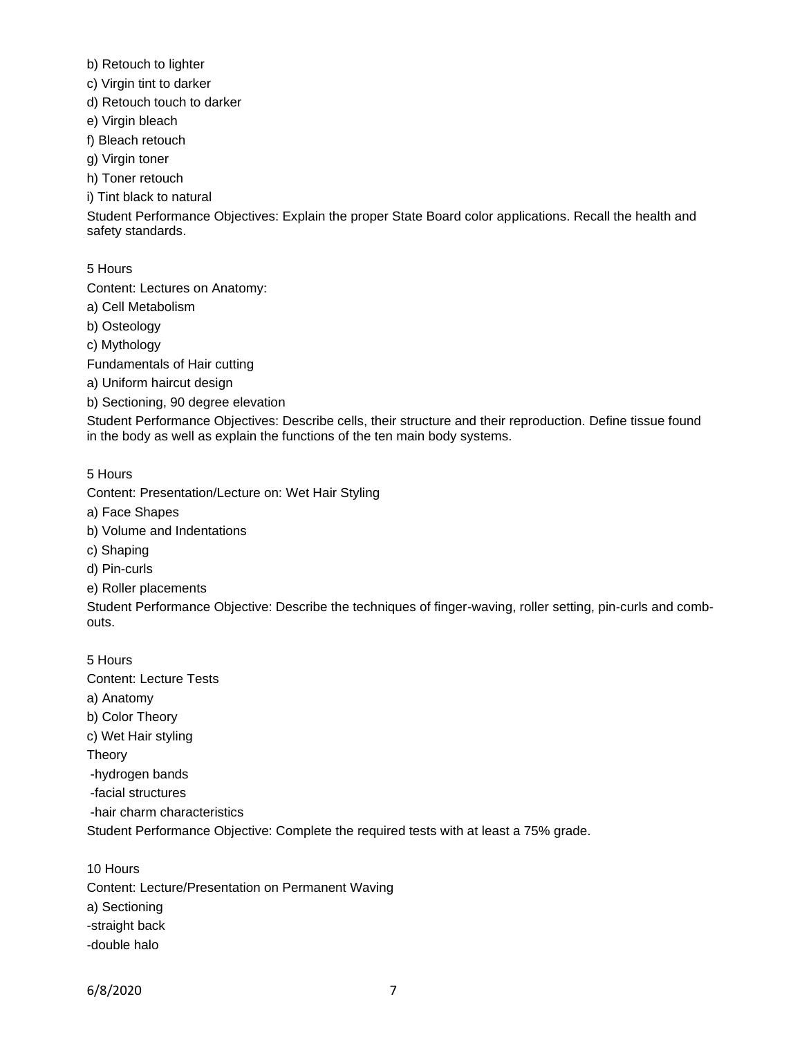b) Retouch to lighter

c) Virgin tint to darker

d) Retouch touch to darker

e) Virgin bleach

f) Bleach retouch

g) Virgin toner

h) Toner retouch

i) Tint black to natural

Student Performance Objectives: Explain the proper State Board color applications. Recall the health and safety standards.

5 Hours

Content: Lectures on Anatomy:

a) Cell Metabolism

b) Osteology

c) Mythology

Fundamentals of Hair cutting

a) Uniform haircut design

b) Sectioning, 90 degree elevation

Student Performance Objectives: Describe cells, their structure and their reproduction. Define tissue found in the body as well as explain the functions of the ten main body systems.

5 Hours

Content: Presentation/Lecture on: Wet Hair Styling

a) Face Shapes

b) Volume and Indentations

c) Shaping

d) Pin-curls

e) Roller placements

Student Performance Objective: Describe the techniques of finger-waving, roller setting, pin-curls and comb-outs.

5 Hours

Content: Lecture Tests

a) Anatomy

b) Color Theory

c) Wet Hair styling

Theory

-hydrogen bands

-facial structures

-hair charm characteristics

Student Performance Objective: Complete the required tests with at least a 75% grade.

10 Hours

Content: Lecture/Presentation on Permanent Waving

a) Sectioning

-straight back

-double halo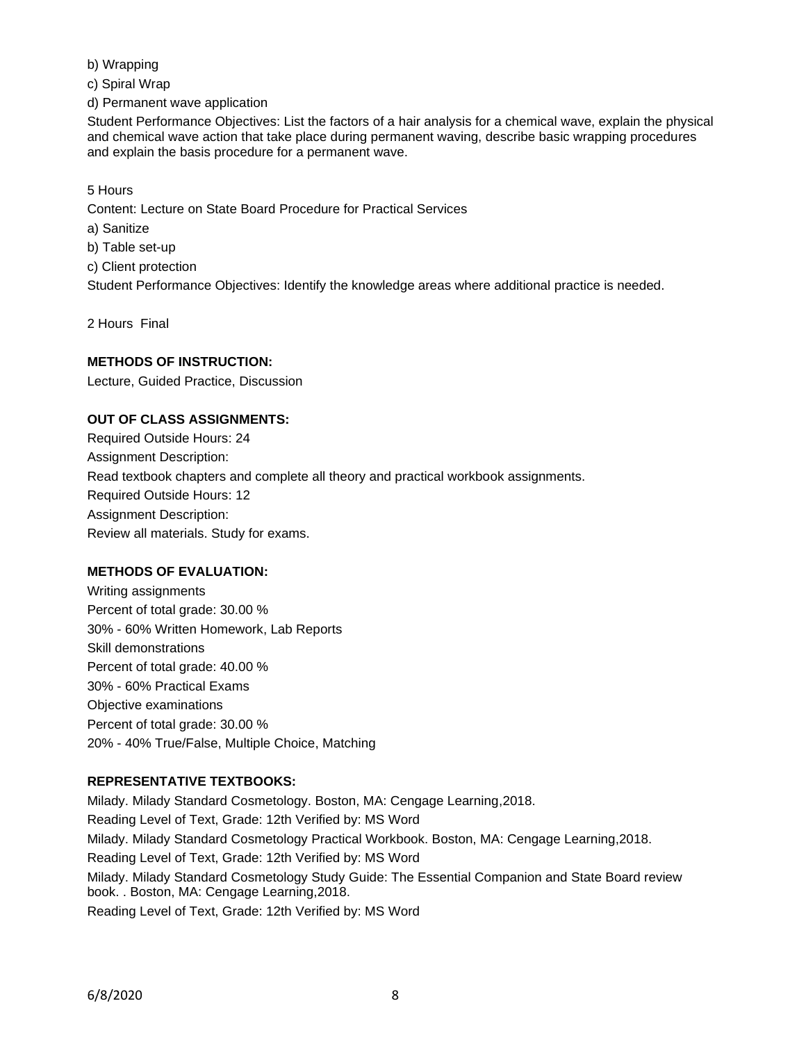b) Wrapping

c) Spiral Wrap

d) Permanent wave application

Student Performance Objectives: List the factors of a hair analysis for a chemical wave, explain the physical and chemical wave action that take place during permanent waving, describe basic wrapping procedures and explain the basis procedure for a permanent wave.

5 Hours

Content: Lecture on State Board Procedure for Practical Services

a) Sanitize

b) Table set-up

c) Client protection

Student Performance Objectives: Identify the knowledge areas where additional practice is needed.

2 Hours Final

**METHODS OF INSTRUCTION:**

Lecture, Guided Practice, Discussion

**OUT OF CLASS ASSIGNMENTS:**

Required Outside Hours: 24

Assignment Description:

Read textbook chapters and complete all theory and practical workbook assignments.

Required Outside Hours: 12

Assignment Description:

Review all materials. Study for exams.

**METHODS OF EVALUATION:**

Writing assignments

Percent of total grade: 30.00 %

30% - 60% Written Homework, Lab Reports

Skill demonstrations

Percent of total grade: 40.00 %

30% - 60% Practical Exams

Objective examinations

Percent of total grade: 30.00 %

20% - 40% True/False, Multiple Choice, Matching

**REPRESENTATIVE TEXTBOOKS:**

Milady. Milady Standard Cosmetology. Boston, MA: Cengage Learning,2018.

Reading Level of Text, Grade: 12th Verified by: MS Word

Milady. Milady Standard Cosmetology Practical Workbook. Boston, MA: Cengage Learning,2018.

Reading Level of Text, Grade: 12th Verified by: MS Word

Milady. Milady Standard Cosmetology Study Guide: The Essential Companion and State Board review book. . Boston, MA: Cengage Learning,2018.

Reading Level of Text, Grade: 12th Verified by: MS Word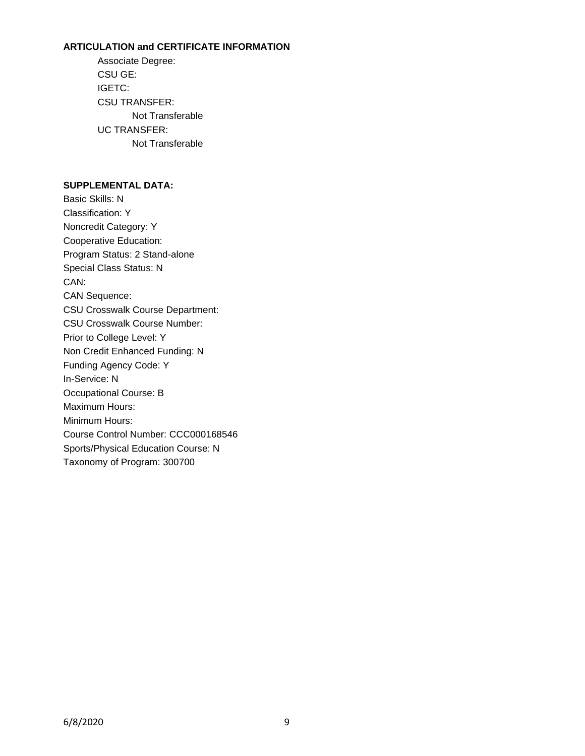**ARTICULATION and CERTIFICATE INFORMATION**

Associate Degree:
CSU GE:
IGETC:
CSU TRANSFER:
Not Transferable
UC TRANSFER:
Not Transferable

**SUPPLEMENTAL DATA:**

Basic Skills: N
Classification: Y
Noncredit Category: Y
Cooperative Education:
Program Status: 2 Stand-alone
Special Class Status: N
CAN:
CAN Sequence:
CSU Crosswalk Course Department:
CSU Crosswalk Course Number:
Prior to College Level: Y
Non Credit Enhanced Funding: N
Funding Agency Code: Y
In-Service: N
Occupational Course: B
Maximum Hours:
Minimum Hours:
Course Control Number: CCC000168546
Sports/Physical Education Course: N
Taxonomy of Program: 300700

6/8/2020